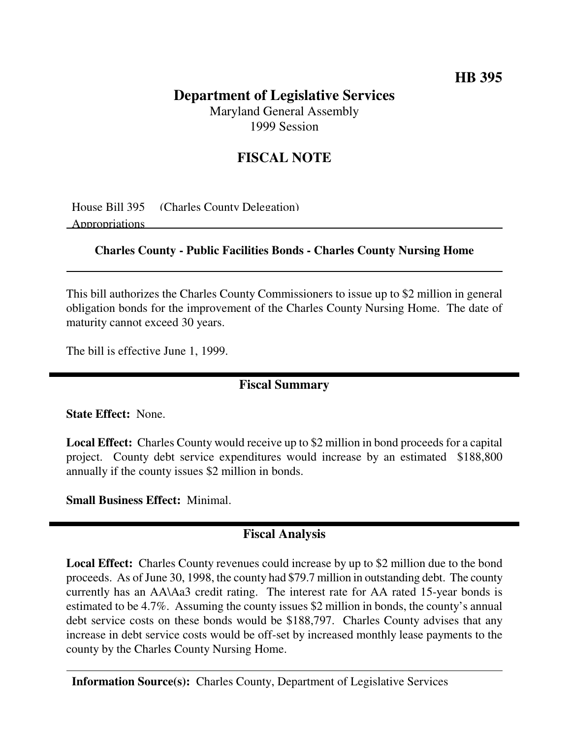**HB 395**

# Department of Legislative Services

Maryland General Assembly
1999 Session

## FISCAL NOTE

House Bill 395 (Charles County Delegation)
Appropriations

**Charles County - Public Facilities Bonds - Charles County Nursing Home**

This bill authorizes the Charles County Commissioners to issue up to $2 million in general obligation bonds for the improvement of the Charles County Nursing Home. The date of maturity cannot exceed 30 years.

The bill is effective June 1, 1999.

## Fiscal Summary

**State Effect:** None.

**Local Effect:** Charles County would receive up to $2 million in bond proceeds for a capital project. County debt service expenditures would increase by an estimated $188,800 annually if the county issues $2 million in bonds.

**Small Business Effect:** Minimal.

## Fiscal Analysis

**Local Effect:** Charles County revenues could increase by up to $2 million due to the bond proceeds. As of June 30, 1998, the county had $79.7 million in outstanding debt. The county currently has an AA\Aa3 credit rating. The interest rate for AA rated 15-year bonds is estimated to be 4.7%. Assuming the county issues $2 million in bonds, the county's annual debt service costs on these bonds would be $188,797. Charles County advises that any increase in debt service costs would be off-set by increased monthly lease payments to the county by the Charles County Nursing Home.

**Information Source(s):** Charles County, Department of Legislative Services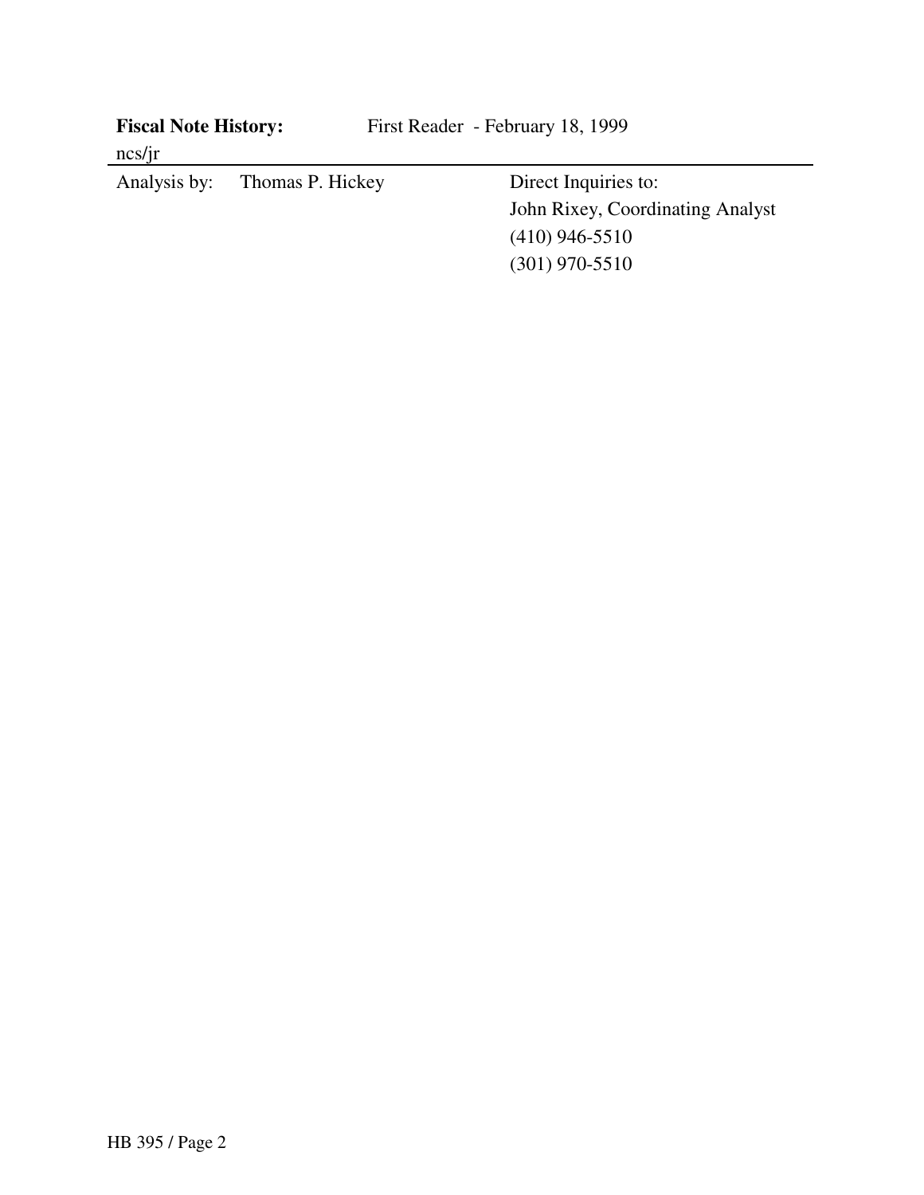**Fiscal Note History:** First Reader - February 18, 1999

ncs/jr

---

Analysis by: Thomas P. Hickey

Direct Inquiries to:
John Rixey, Coordinating Analyst
(410) 946-5510
(301) 970-5510